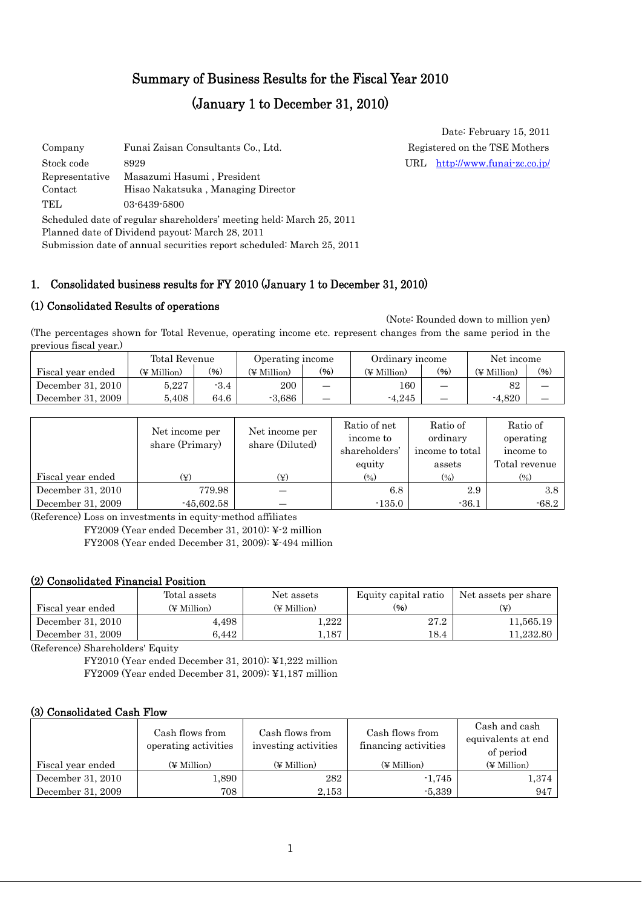# Summary of Business Results for the Fiscal Year 2010

# (January 1 to December 31, 2010)

Date: February 15, 2011

| | | |
|---|---|---|
| Company | Funai Zaisan Consultants Co., Ltd. | Registered on the TSE Mothers |
| Stock code | 8929 | URL http://www.funai-zc.co.jp/ |
| Representative | Masazumi Hasumi , President | |
| Contact | Hisao Nakatsuka , Managing Director | |
| TEL | 03-6439-5800 | |

Scheduled date of regular shareholders' meeting held: March 25, 2011
Planned date of Dividend payout: March 28, 2011
Submission date of annual securities report scheduled: March 25, 2011

## 1. Consolidated business results for FY 2010 (January 1 to December 31, 2010)

### (1) Consolidated Results of operations

(Note: Rounded down to million yen)

(The percentages shown for Total Revenue, operating income etc. represent changes from the same period in the previous fiscal year.)

| | Total Revenue | | Operating income | | Ordinary income | | Net income | |
|---|---|---|---|---|---|---|---|---|
| Fiscal year ended | (¥ Million) | (%) | (¥ Million) | (%) | (¥ Million) | (%) | (¥ Million) | (%) |
| December 31, 2010 | 5,227 | -3.4 | 200 | — | 160 | — | 82 | — |
| December 31, 2009 | 5,408 | 64.6 | -3,686 | — | -4,245 | — | -4,820 | — |

| Fiscal year ended | Net income per share (Primary) (¥) | Net income per share (Diluted) (¥) | Ratio of net income to shareholders' equity (%) | Ratio of ordinary income to total assets (%) | Ratio of operating income to Total revenue (%) |
|---|---|---|---|---|---|
| December 31, 2010 | 779.98 | — | 6.8 | 2.9 | 3.8 |
| December 31, 2009 | -45,602.58 | — | -135.0 | -36.1 | -68.2 |

(Reference) Loss on investments in equity-method affiliates

FY2009 (Year ended December 31, 2010): ¥-2 million

FY2008 (Year ended December 31, 2009): ¥-494 million

### (2) Consolidated Financial Position

| Fiscal year ended | Total assets (¥ Million) | Net assets (¥ Million) | Equity capital ratio (%) | Net assets per share (¥) |
|---|---|---|---|---|
| December 31, 2010 | 4,498 | 1,222 | 27.2 | 11,565.19 |
| December 31, 2009 | 6,442 | 1,187 | 18.4 | 11,232.80 |

(Reference) Shareholders' Equity

FY2010 (Year ended December 31, 2010): ¥1,222 million

FY2009 (Year ended December 31, 2009): ¥1,187 million

### (3) Consolidated Cash Flow

| Fiscal year ended | Cash flows from operating activities (¥ Million) | Cash flows from investing activities (¥ Million) | Cash flows from financing activities (¥ Million) | Cash and cash equivalents at end of period (¥ Million) |
|---|---|---|---|---|
| December 31, 2010 | 1,890 | 282 | -1,745 | 1,374 |
| December 31, 2009 | 708 | 2,153 | -5,339 | 947 |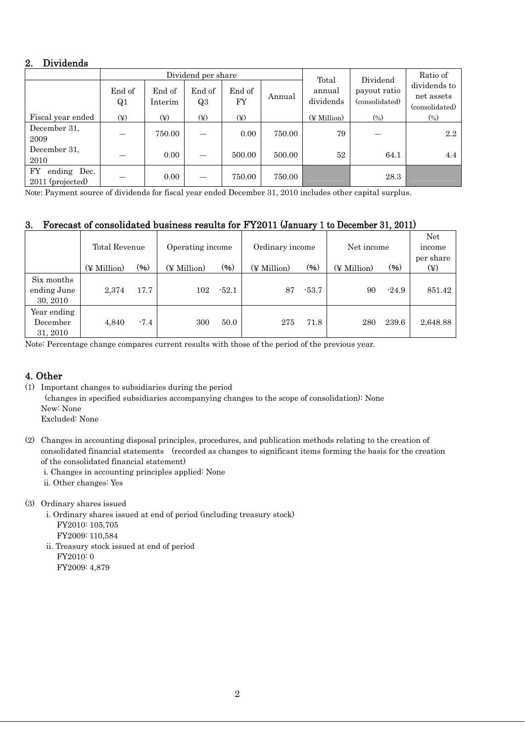## 2. Dividends

| | Dividend per share | | | | | Total annual dividends | Dividend payout ratio (consolidated) | Ratio of dividends to net assets (consolidated) |
|---|---|---|---|---|---|---|---|---|
| | End of Q1 | End of Interim | End of Q3 | End of FY | Annual | | | |
| Fiscal year ended | (¥) | (¥) | (¥) | (¥) | | (¥ Million) | (%) | (%) |
| December 31, 2009 | — | 750.00 | — | 0.00 | 750.00 | 79 | — | 2.2 |
| December 31, 2010 | — | 0.00 | — | 500.00 | 500.00 | 52 | 64.1 | 4.4 |
| FY ending Dec. 2011 (projected) | — | 0.00 | — | 750.00 | 750.00 | | 28.3 | |

Note: Payment source of dividends for fiscal year ended December 31, 2010 includes other capital surplus.

## 3. Forecast of consolidated business results for FY2011 (January 1 to December 31, 2011)

| | Total Revenue | | Operating income | | Ordinary income | | Net income | | Net income per share |
|---|---|---|---|---|---|---|---|---|---|
| | (¥ Million) | (%) | (¥ Million) | (%) | (¥ Million) | (%) | (¥ Million) | (%) | (¥) |
| Six months ending June 30, 2010 | 2,374 | 17.7 | 102 | -52.1 | 87 | -53.7 | 90 | -24.9 | 851.42 |
| Year ending December 31, 2010 | 4,840 | -7.4 | 300 | 50.0 | 275 | 71.8 | 280 | 239.6 | 2,648.88 |

Note: Percentage change compares current results with those of the period of the previous year.

## 4. Other

(1) Important changes to subsidiaries during the period
(changes in specified subsidiaries accompanying changes to the scope of consolidation): None
New: None
Excluded: None

(2) Changes in accounting disposal principles, procedures, and publication methods relating to the creation of consolidated financial statements (recorded as changes to significant items forming the basis for the creation of the consolidated financial statement)
i. Changes in accounting principles applied: None
ii. Other changes: Yes

(3) Ordinary shares issued
i. Ordinary shares issued at end of period (including treasury stock)
FY2010: 105,705
FY2009: 110,584
ii. Treasury stock issued at end of period
FY2010: 0
FY2009: 4,879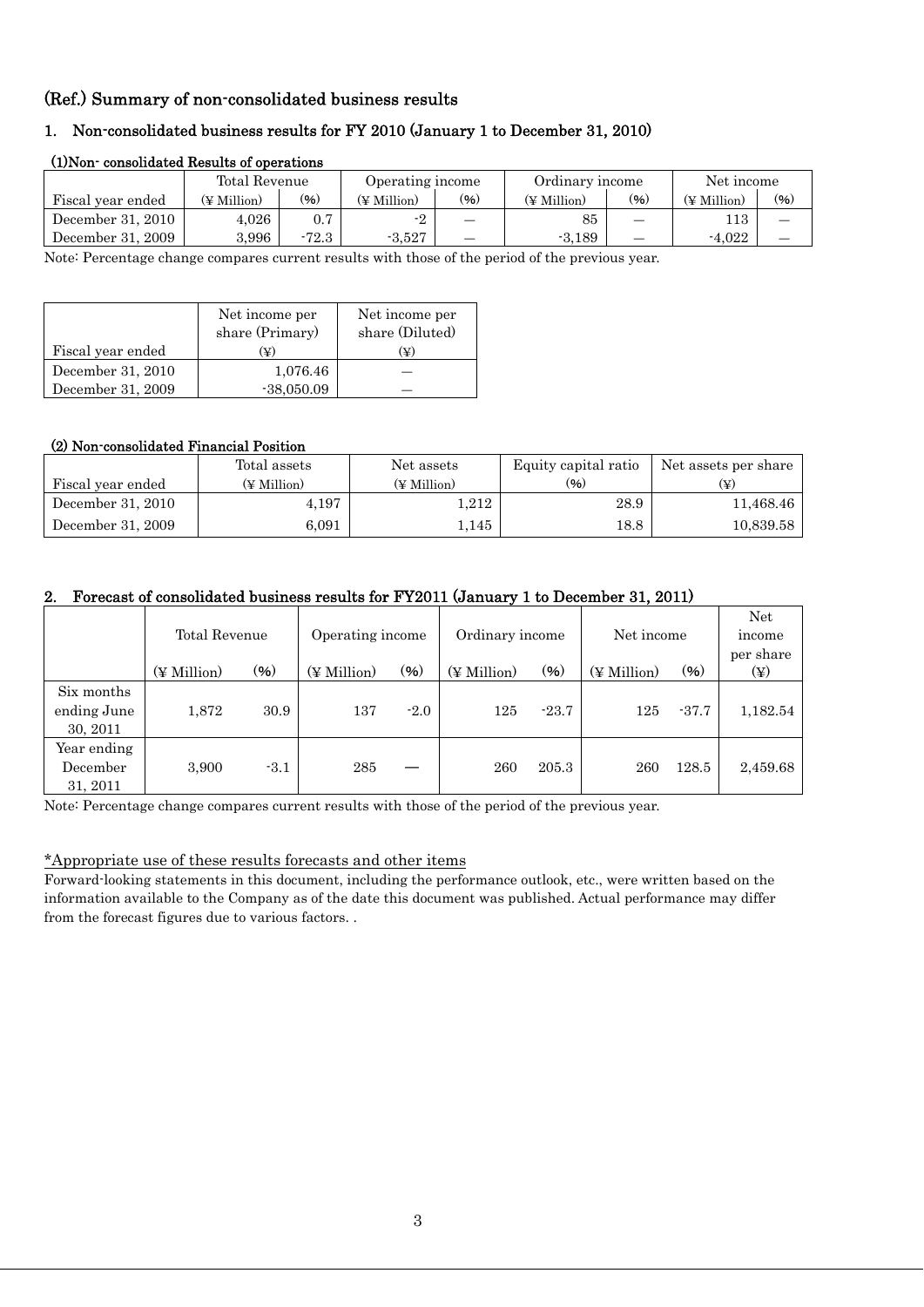## (Ref.) Summary of non-consolidated business results

### 1. Non-consolidated business results for FY 2010 (January 1 to December 31, 2010)

**(1)Non- consolidated Results of operations**

| | Total Revenue | | Operating income | | Ordinary income | | Net income | |
|---|---|---|---|---|---|---|---|---|
| Fiscal year ended | (¥ Million) | (%) | (¥ Million) | (%) | (¥ Million) | (%) | (¥ Million) | (%) |
| December 31, 2010 | 4,026 | 0.7 | -2 | — | 85 | — | 113 | — |
| December 31, 2009 | 3,996 | -72.3 | -3,527 | — | -3,189 | — | -4,022 | — |

Note: Percentage change compares current results with those of the period of the previous year.

| Fiscal year ended | Net income per share (Primary) (¥) | Net income per share (Diluted) (¥) |
|---|---|---|
| December 31, 2010 | 1,076.46 | — |
| December 31, 2009 | -38,050.09 | — |

**(2) Non-consolidated Financial Position**

| Fiscal year ended | Total assets (¥ Million) | Net assets (¥ Million) | Equity capital ratio (%) | Net assets per share (¥) |
|---|---|---|---|---|
| December 31, 2010 | 4,197 | 1,212 | 28.9 | 11,468.46 |
| December 31, 2009 | 6,091 | 1,145 | 18.8 | 10,839.58 |

### 2. Forecast of consolidated business results for FY2011 (January 1 to December 31, 2011)

| | Total Revenue | | Operating income | | Ordinary income | | Net income | | Net income per share |
|---|---|---|---|---|---|---|---|---|---|
| | (¥ Million) | (%) | (¥ Million) | (%) | (¥ Million) | (%) | (¥ Million) | (%) | (¥) |
| Six months ending June 30, 2011 | 1,872 | 30.9 | 137 | -2.0 | 125 | -23.7 | 125 | -37.7 | 1,182.54 |
| Year ending December 31, 2011 | 3,900 | -3.1 | 285 | — | 260 | 205.3 | 260 | 128.5 | 2,459.68 |

Note: Percentage change compares current results with those of the period of the previous year.

*Appropriate use of these results forecasts and other items

Forward-looking statements in this document, including the performance outlook, etc., were written based on the information available to the Company as of the date this document was published. Actual performance may differ from the forecast figures due to various factors. .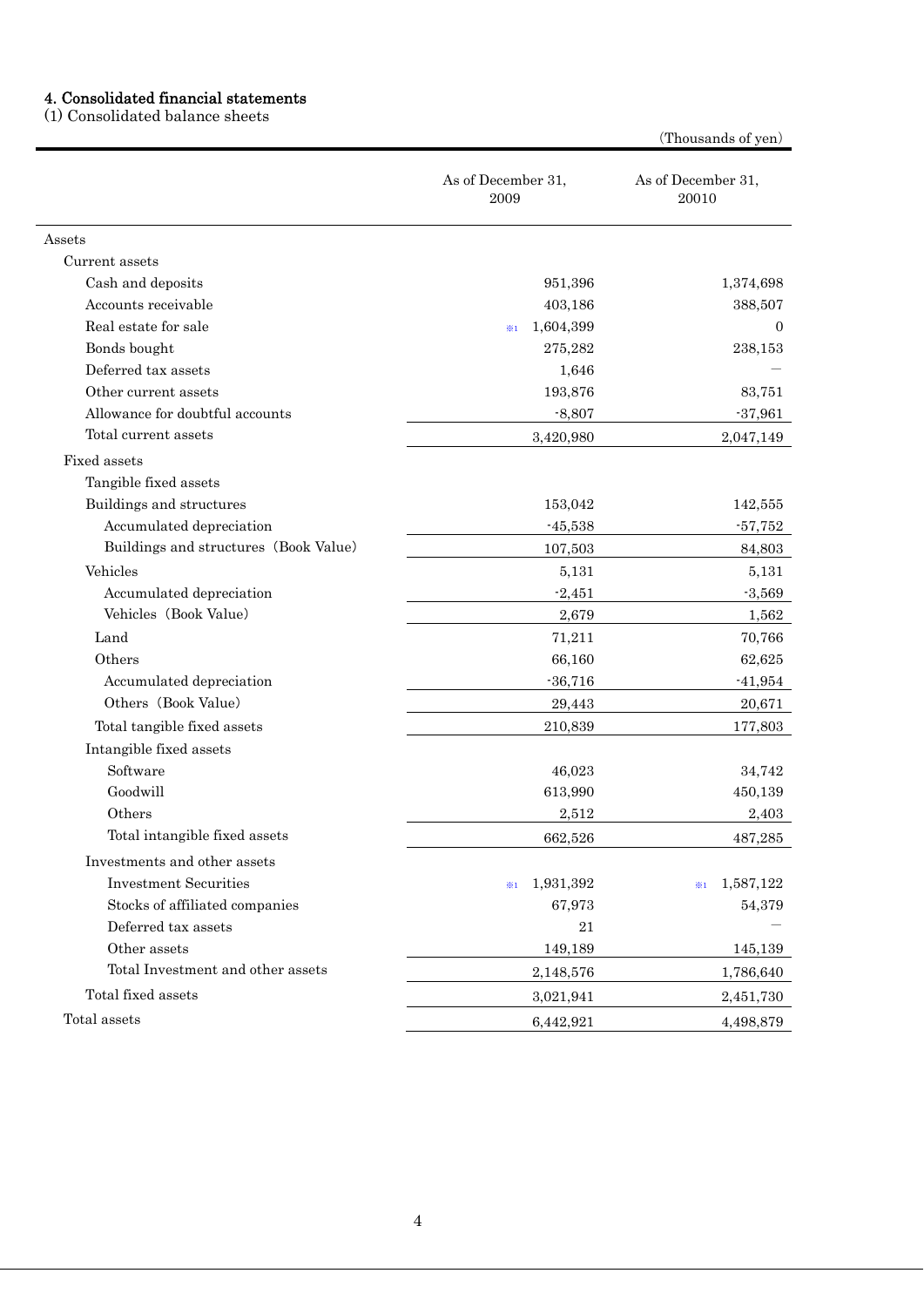# 4. Consolidated financial statements

## (1) Consolidated balance sheets

(Thousands of yen)

| | As of December 31, 2009 | As of December 31, 20010 |
|---|---|---|
| Assets | | |
| Current assets | | |
| Cash and deposits | 951,396 | 1,374,698 |
| Accounts receivable | 403,186 | 388,507 |
| Real estate for sale | ※1 1,604,399 | 0 |
| Bonds bought | 275,282 | 238,153 |
| Deferred tax assets | 1,646 | — |
| Other current assets | 193,876 | 83,751 |
| Allowance for doubtful accounts | -8,807 | -37,961 |
| Total current assets | 3,420,980 | 2,047,149 |
| Fixed assets | | |
| Tangible fixed assets | | |
| Buildings and structures | 153,042 | 142,555 |
| Accumulated depreciation | -45,538 | -57,752 |
| Buildings and structures (Book Value) | 107,503 | 84,803 |
| Vehicles | 5,131 | 5,131 |
| Accumulated depreciation | -2,451 | -3,569 |
| Vehicles (Book Value) | 2,679 | 1,562 |
| Land | 71,211 | 70,766 |
| Others | 66,160 | 62,625 |
| Accumulated depreciation | -36,716 | -41,954 |
| Others (Book Value) | 29,443 | 20,671 |
| Total tangible fixed assets | 210,839 | 177,803 |
| Intangible fixed assets | | |
| Software | 46,023 | 34,742 |
| Goodwill | 613,990 | 450,139 |
| Others | 2,512 | 2,403 |
| Total intangible fixed assets | 662,526 | 487,285 |
| Investments and other assets | | |
| Investment Securities | ※1 1,931,392 | ※1 1,587,122 |
| Stocks of affiliated companies | 67,973 | 54,379 |
| Deferred tax assets | 21 | — |
| Other assets | 149,189 | 145,139 |
| Total Investment and other assets | 2,148,576 | 1,786,640 |
| Total fixed assets | 3,021,941 | 2,451,730 |
| Total assets | 6,442,921 | 4,498,879 |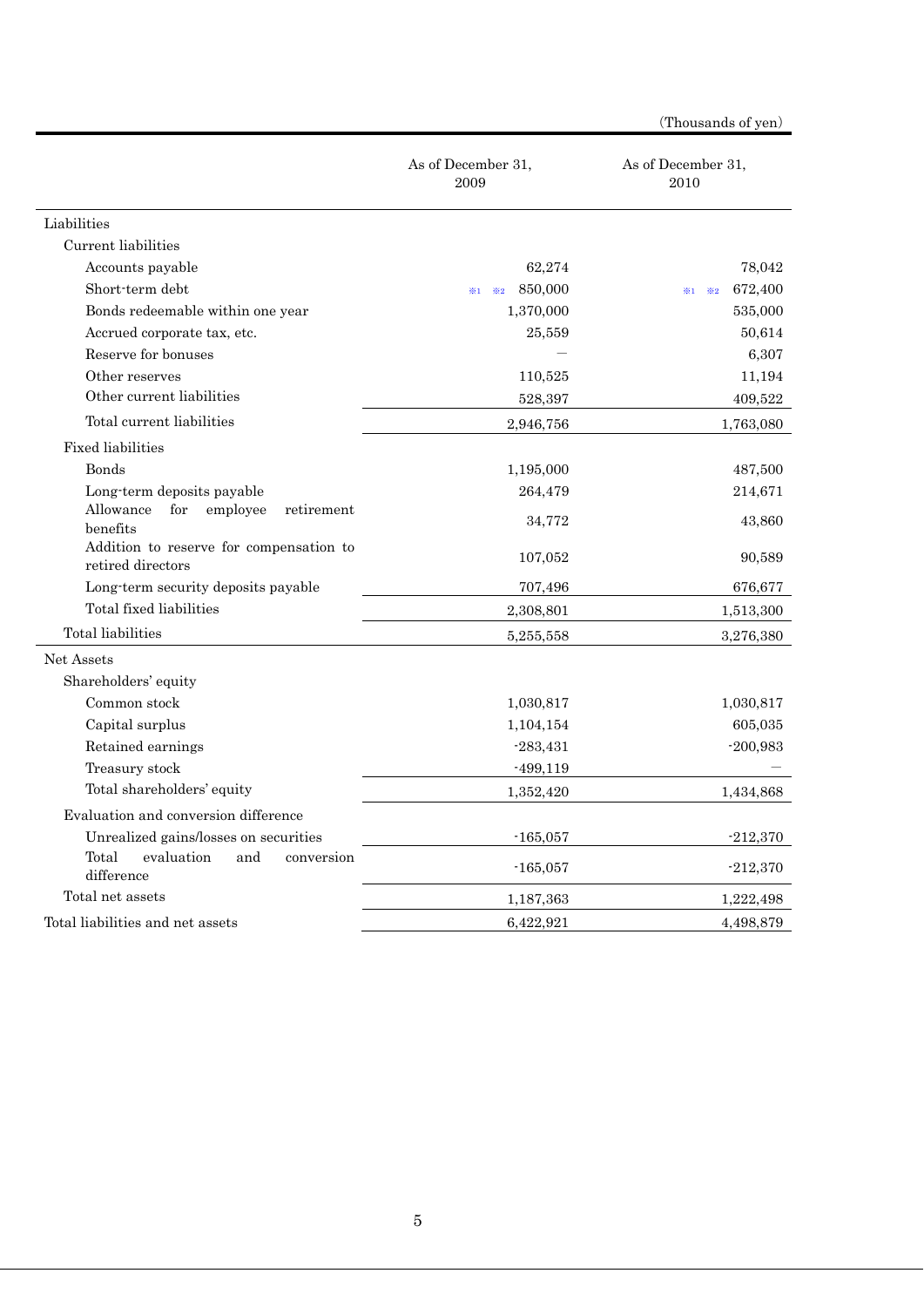(Thousands of yen)

| | As of December 31, 2009 | As of December 31, 2010 |
|---|---|---|
| Liabilities | | |
| Current liabilities | | |
| Accounts payable | 62,274 | 78,042 |
| Short-term debt | ※1 ※2 850,000 | ※1 ※2 672,400 |
| Bonds redeemable within one year | 1,370,000 | 535,000 |
| Accrued corporate tax, etc. | 25,559 | 50,614 |
| Reserve for bonuses | — | 6,307 |
| Other reserves | 110,525 | 11,194 |
| Other current liabilities | 528,397 | 409,522 |
| Total current liabilities | 2,946,756 | 1,763,080 |
| Fixed liabilities | | |
| Bonds | 1,195,000 | 487,500 |
| Long-term deposits payable | 264,479 | 214,671 |
| Allowance for employee retirement benefits | 34,772 | 43,860 |
| Addition to reserve for compensation to retired directors | 107,052 | 90,589 |
| Long-term security deposits payable | 707,496 | 676,677 |
| Total fixed liabilities | 2,308,801 | 1,513,300 |
| Total liabilities | 5,255,558 | 3,276,380 |
| Net Assets | | |
| Shareholders' equity | | |
| Common stock | 1,030,817 | 1,030,817 |
| Capital surplus | 1,104,154 | 605,035 |
| Retained earnings | -283,431 | -200,983 |
| Treasury stock | -499,119 | — |
| Total shareholders' equity | 1,352,420 | 1,434,868 |
| Evaluation and conversion difference | | |
| Unrealized gains/losses on securities | -165,057 | -212,370 |
| Total evaluation and conversion difference | -165,057 | -212,370 |
| Total net assets | 1,187,363 | 1,222,498 |
| Total liabilities and net assets | 6,422,921 | 4,498,879 |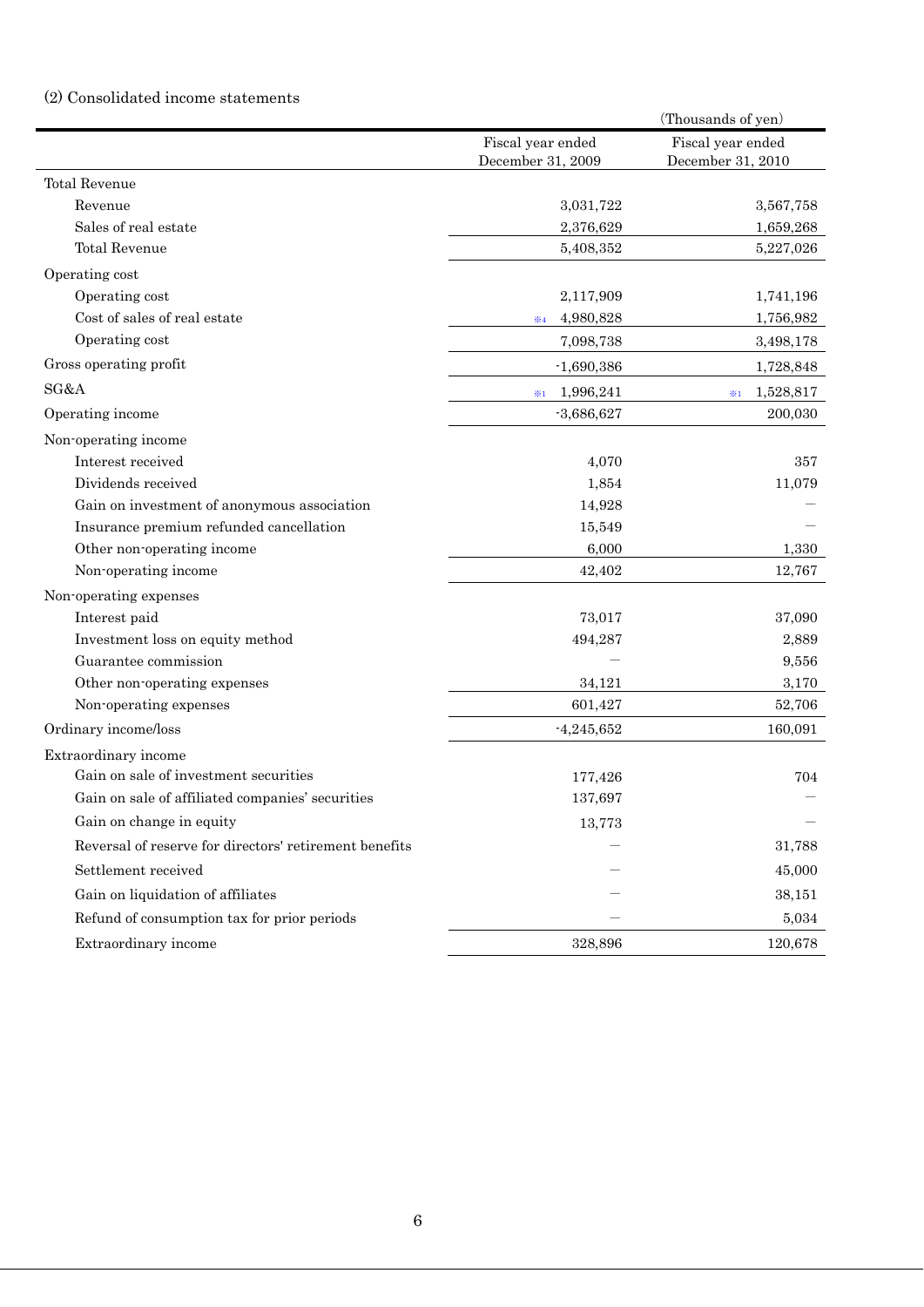(2) Consolidated income statements

| | | (Thousands of yen) |
|---|---|---|
| | Fiscal year ended December 31, 2009 | Fiscal year ended December 31, 2010 |
| Total Revenue | | |
| Revenue | 3,031,722 | 3,567,758 |
| Sales of real estate | 2,376,629 | 1,659,268 |
| Total Revenue | 5,408,352 | 5,227,026 |
| Operating cost | | |
| Operating cost | 2,117,909 | 1,741,196 |
| Cost of sales of real estate | ※4 4,980,828 | 1,756,982 |
| Operating cost | 7,098,738 | 3,498,178 |
| Gross operating profit | -1,690,386 | 1,728,848 |
| SG&A | ※1 1,996,241 | ※1 1,528,817 |
| Operating income | -3,686,627 | 200,030 |
| Non-operating income | | |
| Interest received | 4,070 | 357 |
| Dividends received | 1,854 | 11,079 |
| Gain on investment of anonymous association | 14,928 | — |
| Insurance premium refunded cancellation | 15,549 | — |
| Other non-operating income | 6,000 | 1,330 |
| Non-operating income | 42,402 | 12,767 |
| Non-operating expenses | | |
| Interest paid | 73,017 | 37,090 |
| Investment loss on equity method | 494,287 | 2,889 |
| Guarantee commission | — | 9,556 |
| Other non-operating expenses | 34,121 | 3,170 |
| Non-operating expenses | 601,427 | 52,706 |
| Ordinary income/loss | -4,245,652 | 160,091 |
| Extraordinary income | | |
| Gain on sale of investment securities | 177,426 | 704 |
| Gain on sale of affiliated companies' securities | 137,697 | — |
| Gain on change in equity | 13,773 | — |
| Reversal of reserve for directors' retirement benefits | — | 31,788 |
| Settlement received | — | 45,000 |
| Gain on liquidation of affiliates | — | 38,151 |
| Refund of consumption tax for prior periods | — | 5,034 |
| Extraordinary income | 328,896 | 120,678 |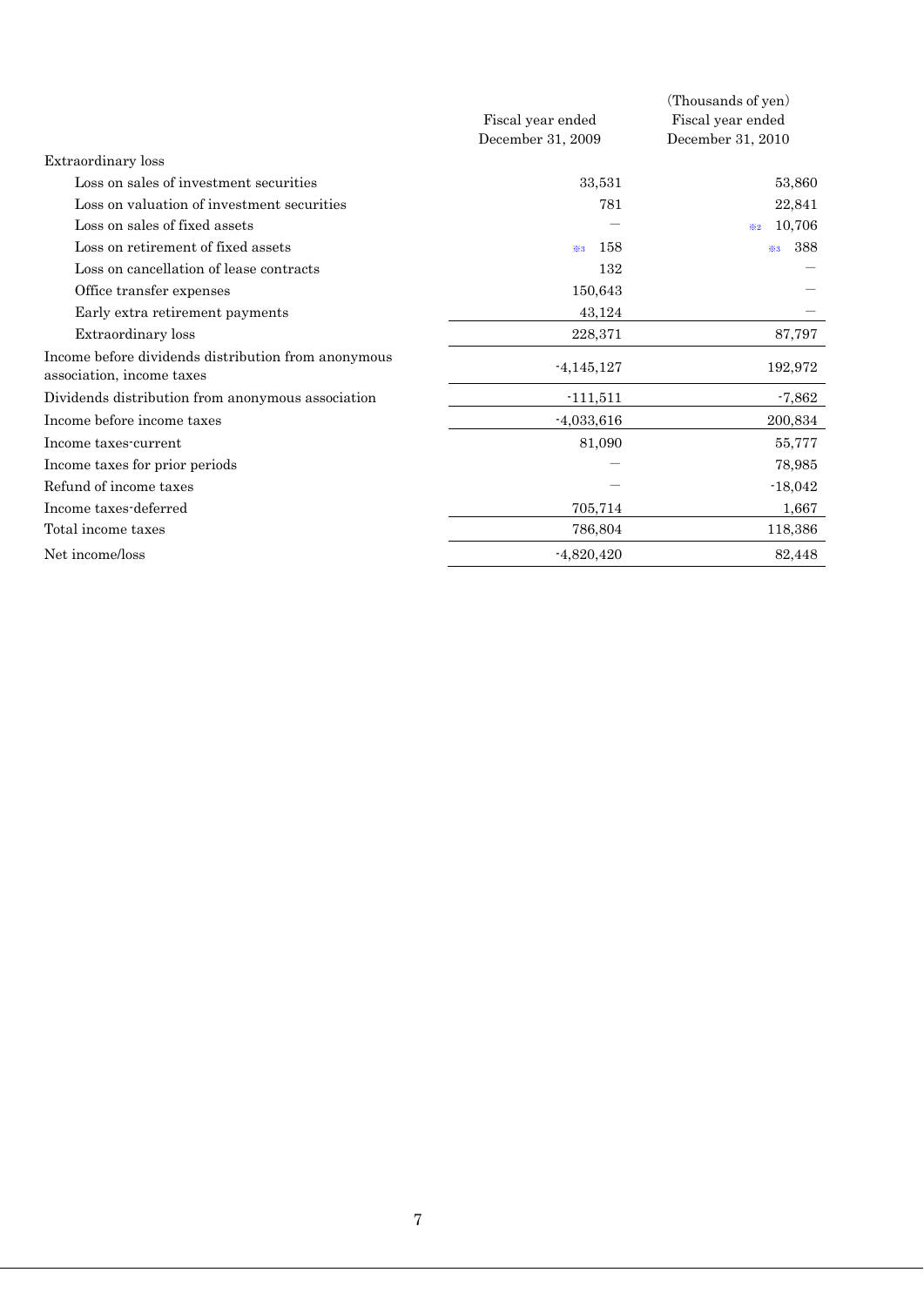| | Fiscal year ended December 31, 2009 | (Thousands of yen) Fiscal year ended December 31, 2010 |
|---|---|---|
| Extraordinary loss | | |
| Loss on sales of investment securities | 33,531 | 53,860 |
| Loss on valuation of investment securities | 781 | 22,841 |
| Loss on sales of fixed assets | — | ※2 10,706 |
| Loss on retirement of fixed assets | ※3 158 | ※3 388 |
| Loss on cancellation of lease contracts | 132 | — |
| Office transfer expenses | 150,643 | — |
| Early extra retirement payments | 43,124 | — |
| Extraordinary loss | 228,371 | 87,797 |
| Income before dividends distribution from anonymous association, income taxes | -4,145,127 | 192,972 |
| Dividends distribution from anonymous association | -111,511 | -7,862 |
| Income before income taxes | -4,033,616 | 200,834 |
| Income taxes-current | 81,090 | 55,777 |
| Income taxes for prior periods | — | 78,985 |
| Refund of income taxes | — | -18,042 |
| Income taxes-deferred | 705,714 | 1,667 |
| Total income taxes | 786,804 | 118,386 |
| Net income/loss | -4,820,420 | 82,448 |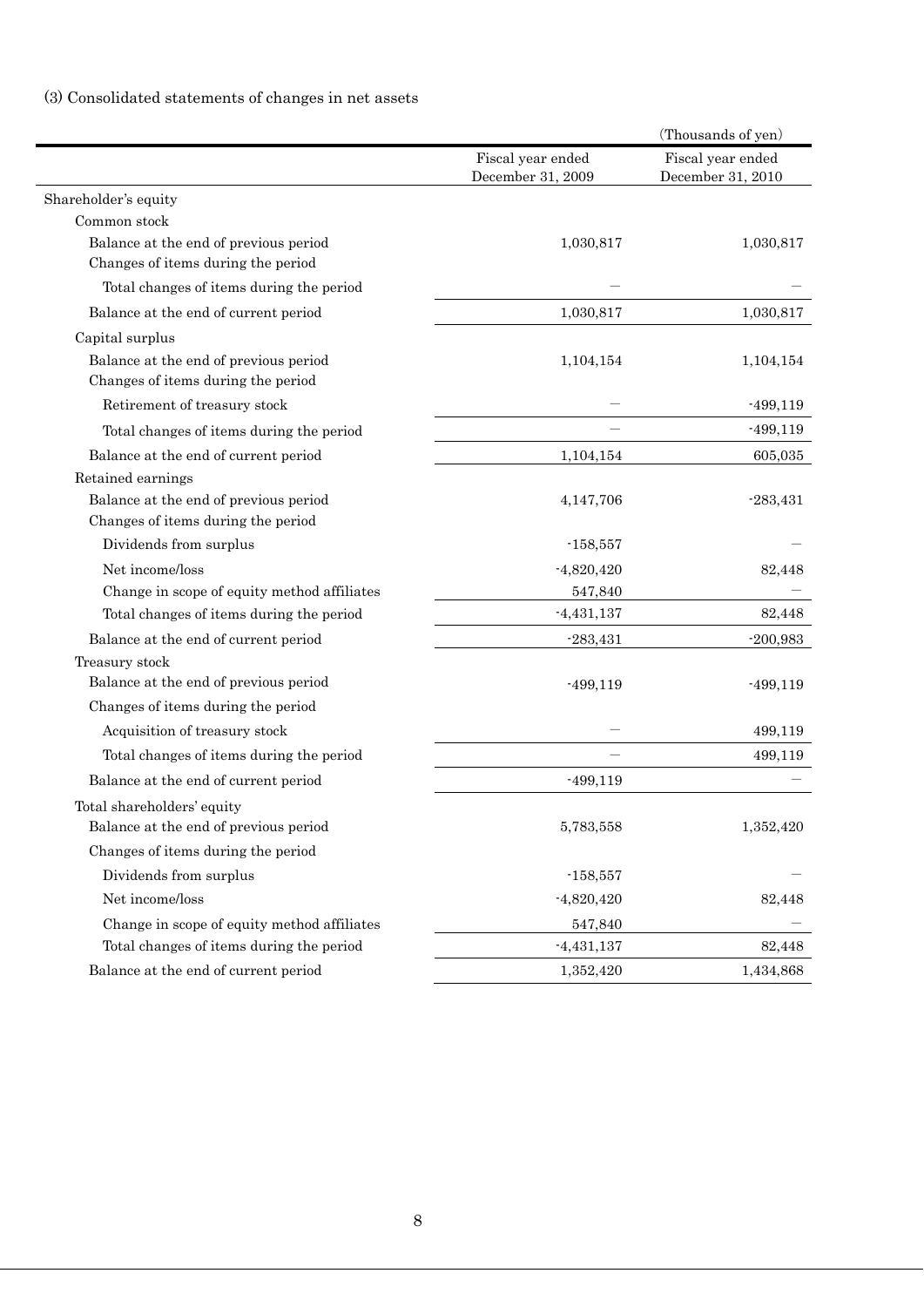(3) Consolidated statements of changes in net assets

(Thousands of yen)

| | Fiscal year ended December 31, 2009 | Fiscal year ended December 31, 2010 |
|---|---|---|
| Shareholder's equity | | |
| Common stock | | |
| Balance at the end of previous period | 1,030,817 | 1,030,817 |
| Changes of items during the period | | |
| Total changes of items during the period | — | — |
| Balance at the end of current period | 1,030,817 | 1,030,817 |
| Capital surplus | | |
| Balance at the end of previous period | 1,104,154 | 1,104,154 |
| Changes of items during the period | | |
| Retirement of treasury stock | — | -499,119 |
| Total changes of items during the period | — | -499,119 |
| Balance at the end of current period | 1,104,154 | 605,035 |
| Retained earnings | | |
| Balance at the end of previous period | 4,147,706 | -283,431 |
| Changes of items during the period | | |
| Dividends from surplus | -158,557 | — |
| Net income/loss | -4,820,420 | 82,448 |
| Change in scope of equity method affiliates | 547,840 | — |
| Total changes of items during the period | -4,431,137 | 82,448 |
| Balance at the end of current period | -283,431 | -200,983 |
| Treasury stock | | |
| Balance at the end of previous period | -499,119 | -499,119 |
| Changes of items during the period | | |
| Acquisition of treasury stock | — | 499,119 |
| Total changes of items during the period | — | 499,119 |
| Balance at the end of current period | -499,119 | — |
| Total shareholders' equity | | |
| Balance at the end of previous period | 5,783,558 | 1,352,420 |
| Changes of items during the period | | |
| Dividends from surplus | -158,557 | — |
| Net income/loss | -4,820,420 | 82,448 |
| Change in scope of equity method affiliates | 547,840 | — |
| Total changes of items during the period | -4,431,137 | 82,448 |
| Balance at the end of current period | 1,352,420 | 1,434,868 |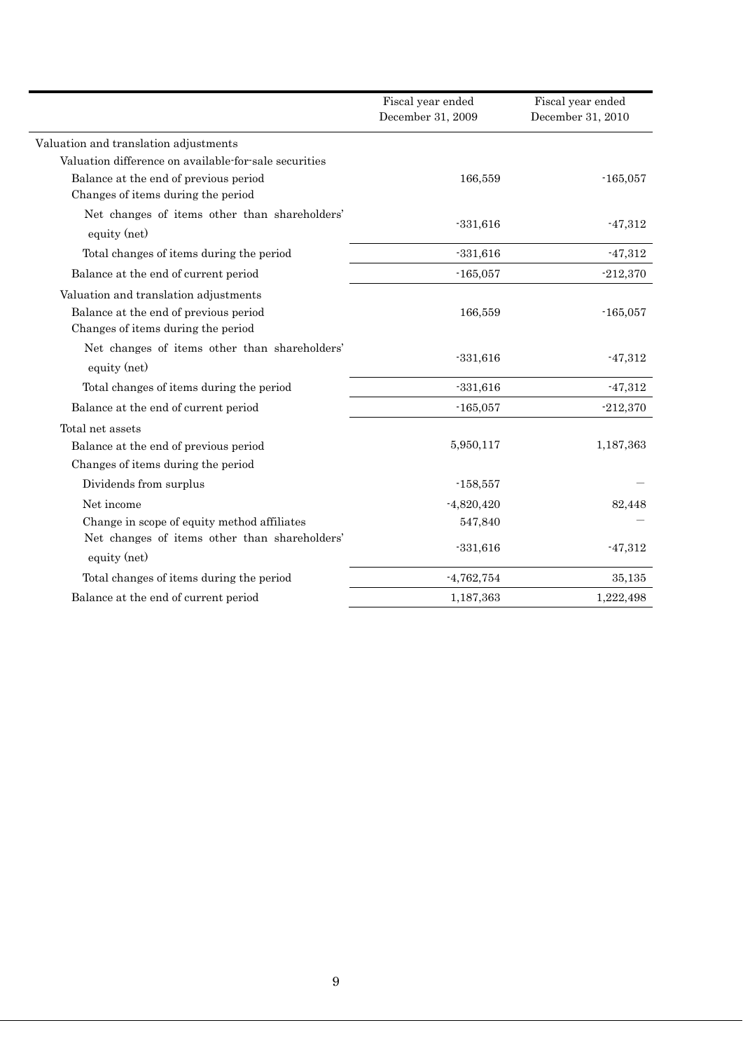| | Fiscal year ended December 31, 2009 | Fiscal year ended December 31, 2010 |
|---|---|---|
| Valuation and translation adjustments | | |
| Valuation difference on available-for-sale securities | | |
| Balance at the end of previous period | 166,559 | -165,057 |
| Changes of items during the period | | |
| Net changes of items other than shareholders' equity (net) | -331,616 | -47,312 |
| Total changes of items during the period | -331,616 | -47,312 |
| Balance at the end of current period | -165,057 | -212,370 |
| Valuation and translation adjustments | | |
| Balance at the end of previous period | 166,559 | -165,057 |
| Changes of items during the period | | |
| Net changes of items other than shareholders' equity (net) | -331,616 | -47,312 |
| Total changes of items during the period | -331,616 | -47,312 |
| Balance at the end of current period | -165,057 | -212,370 |
| Total net assets | | |
| Balance at the end of previous period | 5,950,117 | 1,187,363 |
| Changes of items during the period | | |
| Dividends from surplus | -158,557 | — |
| Net income | -4,820,420 | 82,448 |
| Change in scope of equity method affiliates | 547,840 | — |
| Net changes of items other than shareholders' equity (net) | -331,616 | -47,312 |
| Total changes of items during the period | -4,762,754 | 35,135 |
| Balance at the end of current period | 1,187,363 | 1,222,498 |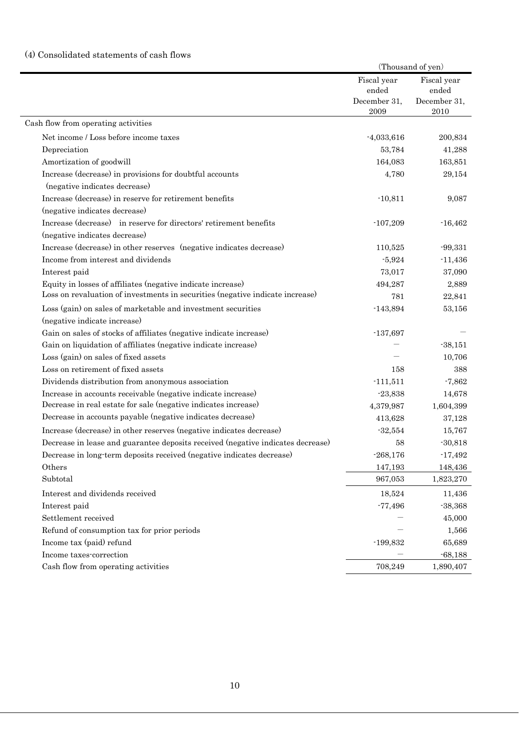### (4) Consolidated statements of cash flows

(Thousand of yen)

| | Fiscal year ended December 31, 2009 | Fiscal year ended December 31, 2010 |
|---|---|---|
| Cash flow from operating activities | | |
| Net income / Loss before income taxes | -4,033,616 | 200,834 |
| Depreciation | 53,784 | 41,288 |
| Amortization of goodwill | 164,083 | 163,851 |
| Increase (decrease) in provisions for doubtful accounts (negative indicates decrease) | 4,780 | 29,154 |
| Increase (decrease) in reserve for retirement benefits (negative indicates decrease) | -10,811 | 9,087 |
| Increase (decrease) in reserve for directors' retirement benefits (negative indicates decrease) | -107,209 | -16,462 |
| Increase (decrease) in other reserves (negative indicates decrease) | 110,525 | -99,331 |
| Income from interest and dividends | -5,924 | -11,436 |
| Interest paid | 73,017 | 37,090 |
| Equity in losses of affiliates (negative indicate increase) | 494,287 | 2,889 |
| Loss on revaluation of investments in securities (negative indicate increase) | 781 | 22,841 |
| Loss (gain) on sales of marketable and investment securities (negative indicate increase) | -143,894 | 53,156 |
| Gain on sales of stocks of affiliates (negative indicate increase) | -137,697 | — |
| Gain on liquidation of affiliates (negative indicate increase) | — | -38,151 |
| Loss (gain) on sales of fixed assets | — | 10,706 |
| Loss on retirement of fixed assets | 158 | 388 |
| Dividends distribution from anonymous association | -111,511 | -7,862 |
| Increase in accounts receivable (negative indicate increase) | -23,838 | 14,678 |
| Decrease in real estate for sale (negative indicates increase) | 4,379,987 | 1,604,399 |
| Decrease in accounts payable (negative indicates decrease) | 413,628 | 37,128 |
| Increase (decrease) in other reserves (negative indicates decrease) | -32,554 | 15,767 |
| Decrease in lease and guarantee deposits received (negative indicates decrease) | 58 | -30,818 |
| Decrease in long-term deposits received (negative indicates decrease) | -268,176 | -17,492 |
| Others | 147,193 | 148,436 |
| Subtotal | 967,053 | 1,823,270 |
| Interest and dividends received | 18,524 | 11,436 |
| Interest paid | -77,496 | -38,368 |
| Settlement received | — | 45,000 |
| Refund of consumption tax for prior periods | — | 1,566 |
| Income tax (paid) refund | -199,832 | 65,689 |
| Income taxes-correction | — | -68,188 |
| Cash flow from operating activities | 708,249 | 1,890,407 |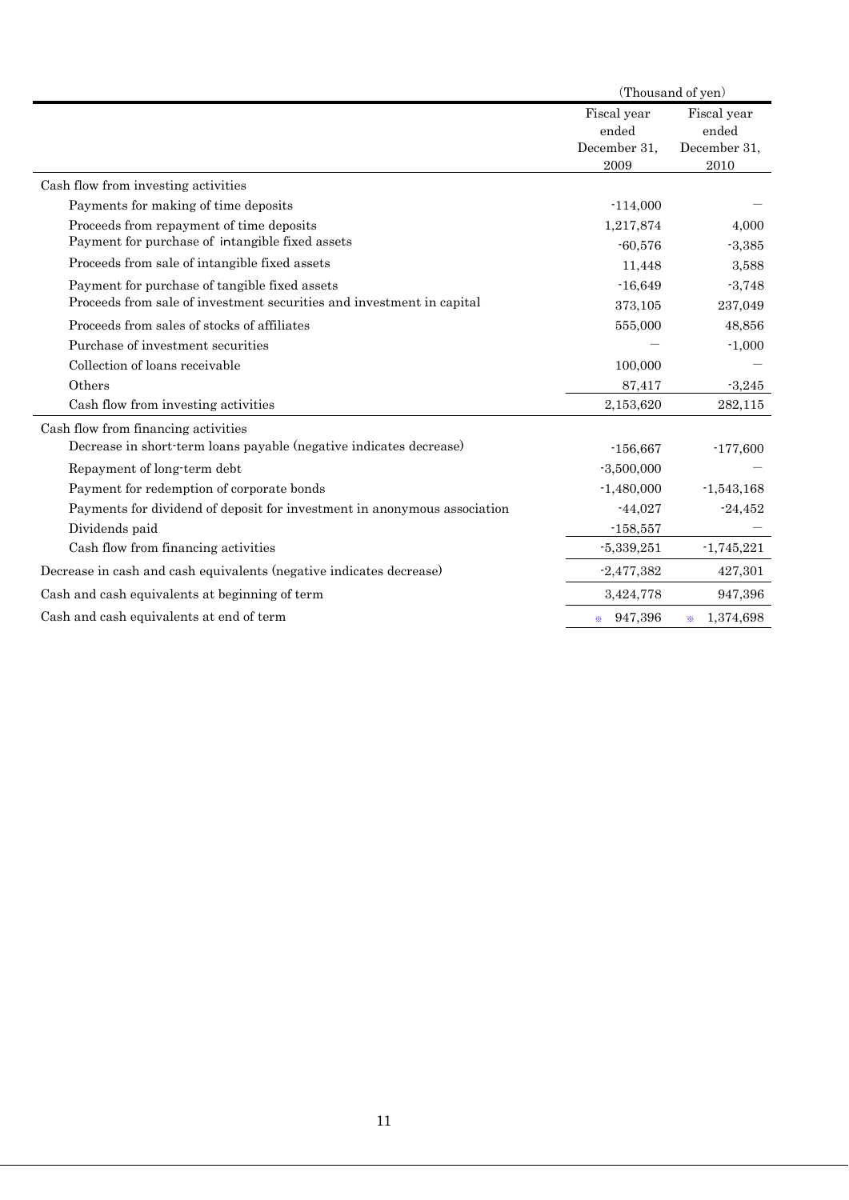(Thousand of yen)

| | Fiscal year ended December 31, 2009 | Fiscal year ended December 31, 2010 |
|---|---|---|
| Cash flow from investing activities | | |
| Payments for making of time deposits | -114,000 | — |
| Proceeds from repayment of time deposits | 1,217,874 | 4,000 |
| Payment for purchase of intangible fixed assets | -60,576 | -3,385 |
| Proceeds from sale of intangible fixed assets | 11,448 | 3,588 |
| Payment for purchase of tangible fixed assets | -16,649 | -3,748 |
| Proceeds from sale of investment securities and investment in capital | 373,105 | 237,049 |
| Proceeds from sales of stocks of affiliates | 555,000 | 48,856 |
| Purchase of investment securities | — | -1,000 |
| Collection of loans receivable | 100,000 | — |
| Others | 87,417 | -3,245 |
| Cash flow from investing activities | 2,153,620 | 282,115 |
| Cash flow from financing activities | | |
| Decrease in short-term loans payable (negative indicates decrease) | -156,667 | -177,600 |
| Repayment of long-term debt | -3,500,000 | — |
| Payment for redemption of corporate bonds | -1,480,000 | -1,543,168 |
| Payments for dividend of deposit for investment in anonymous association | -44,027 | -24,452 |
| Dividends paid | -158,557 | — |
| Cash flow from financing activities | -5,339,251 | -1,745,221 |
| Decrease in cash and cash equivalents (negative indicates decrease) | -2,477,382 | 427,301 |
| Cash and cash equivalents at beginning of term | 3,424,778 | 947,396 |
| Cash and cash equivalents at end of term | ※ 947,396 | ※ 1,374,698 |